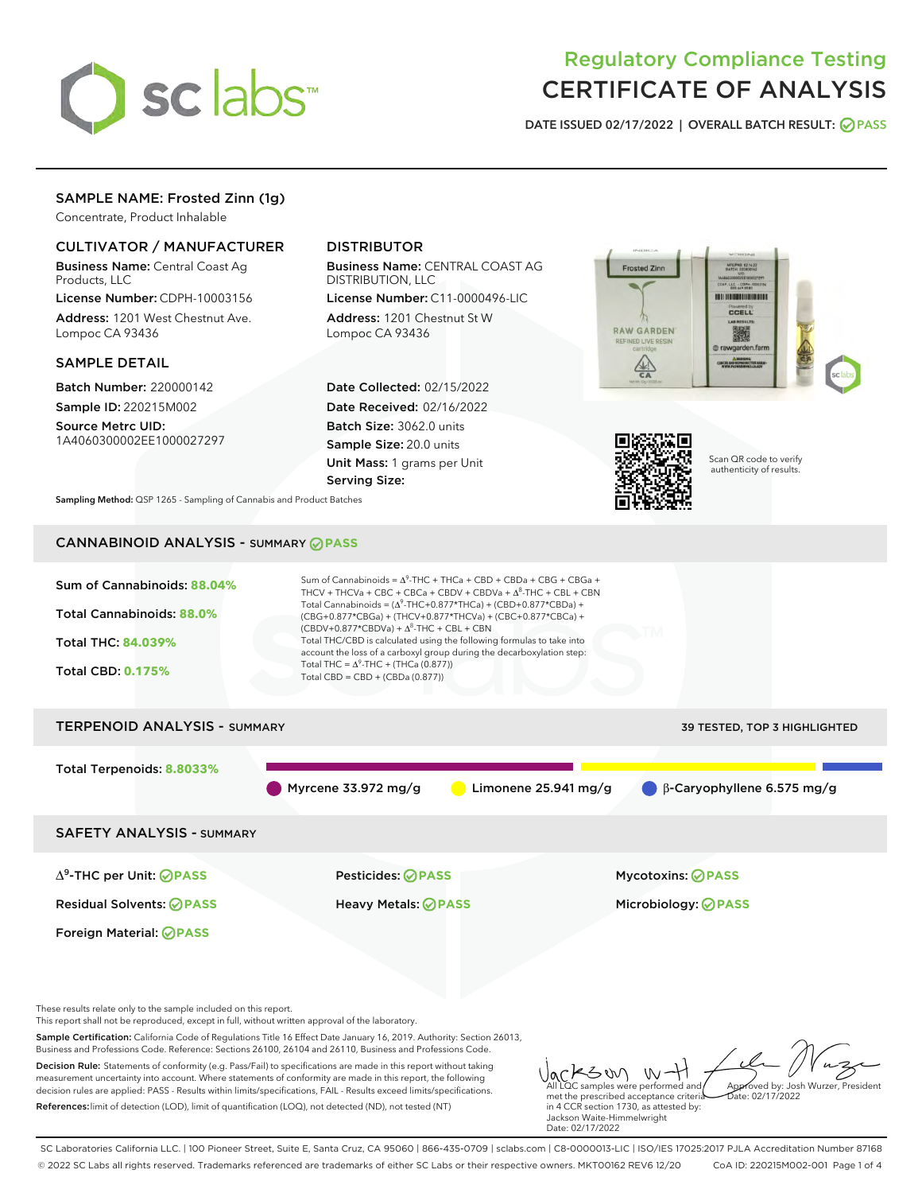# Regulatory Compliance Testing
# CERTIFICATE OF ANALYSIS

DATE ISSUED 02/17/2022 | OVERALL BATCH RESULT: PASS

## SAMPLE NAME: Frosted Zinn (1g)

Concentrate, Product Inhalable

### CULTIVATOR / MANUFACTURER

**Business Name:** Central Coast Ag Products, LLC

**License Number:** CDPH-10003156

**Address:** 1201 West Chestnut Ave. Lompoc CA 93436

### DISTRIBUTOR

**Business Name:** CENTRAL COAST AG DISTRIBUTION, LLC

**License Number:** C11-0000496-LIC

**Address:** 1201 Chestnut St W Lompoc CA 93436

### SAMPLE DETAIL

**Batch Number:** 220000142

**Sample ID:** 220215M002

**Source Metrc UID:** 1A4060300002EE1000027297

**Date Collected:** 02/15/2022

**Date Received:** 02/16/2022

**Batch Size:** 3062.0 units

**Sample Size:** 20.0 units

**Unit Mass:** 1 grams per Unit

**Serving Size:**

Scan QR code to verify authenticity of results.

**Sampling Method:** QSP 1265 - Sampling of Cannabis and Product Batches

## CANNABINOID ANALYSIS - SUMMARY PASS

Sum of Cannabinoids: **88.04%**

Total Cannabinoids: **88.0%**

Total THC: **84.039%**

Total CBD: **0.175%**

Sum of Cannabinoids = $\Delta^9$-THC + THCa + CBD + CBDa + CBG + CBGa + THCV + THCVa + CBC + CBCa + CBDV + CBDVa + $\Delta^8$-THC + CBL + CBN

Total Cannabinoids = ($\Delta^9$-THC+0.877*THCa) + (CBD+0.877*CBDa) + (CBG+0.877*CBGa) + (THCV+0.877*THCVa) + (CBC+0.877*CBCa) + (CBDV+0.877*CBDVa) + $\Delta^8$-THC + CBL + CBN

Total THC/CBD is calculated using the following formulas to take into account the loss of a carboxyl group during the decarboxylation step:

Total THC = $\Delta^9$-THC + (THCa (0.877))

Total CBD = CBD + (CBDa (0.877))

## TERPENOID ANALYSIS - SUMMARY

39 TESTED, TOP 3 HIGHLIGHTED

Total Terpenoids: **8.8033%**

Myrcene 33.972 mg/g | Limonene 25.941 mg/g | β-Caryophyllene 6.575 mg/g

## SAFETY ANALYSIS - SUMMARY

| | | |
|---|---|---|
| $\Delta^9$-THC per Unit: PASS | Pesticides: PASS | Mycotoxins: PASS |
| Residual Solvents: PASS | Heavy Metals: PASS | Microbiology: PASS |
| Foreign Material: PASS | | |

These results relate only to the sample included on this report.
This report shall not be reproduced, except in full, without written approval of the laboratory.

**Sample Certification:** California Code of Regulations Title 16 Effect Date January 16, 2019. Authority: Section 26013, Business and Professions Code. Reference: Sections 26100, 26104 and 26110, Business and Professions Code.

**Decision Rule:** Statements of conformity (e.g. Pass/Fail) to specifications are made in this report without taking measurement uncertainty into account. Where statements of conformity are made in this report, the following decision rules are applied: PASS - Results within limits/specifications, FAIL - Results exceed limits/specifications.

**References:** limit of detection (LOD), limit of quantification (LOQ), not detected (ND), not tested (NT)

All LQC samples were performed and met the prescribed acceptance criteria in 4 CCR section 1730, as attested by: Jackson Waite-Himmelwright
Date: 02/17/2022

Approved by: Josh Wurzer, President
Date: 02/17/2022

SC Laboratories California LLC. | 100 Pioneer Street, Suite E, Santa Cruz, CA 95060 | 866-435-0709 | sclabs.com | C8-0000013-LIC | ISO/IES 17025:2017 PJLA Accreditation Number 87168
© 2022 SC Labs all rights reserved. Trademarks referenced are trademarks of either SC Labs or their respective owners. MKT00162 REV6 12/20 CoA ID: 220215M002-001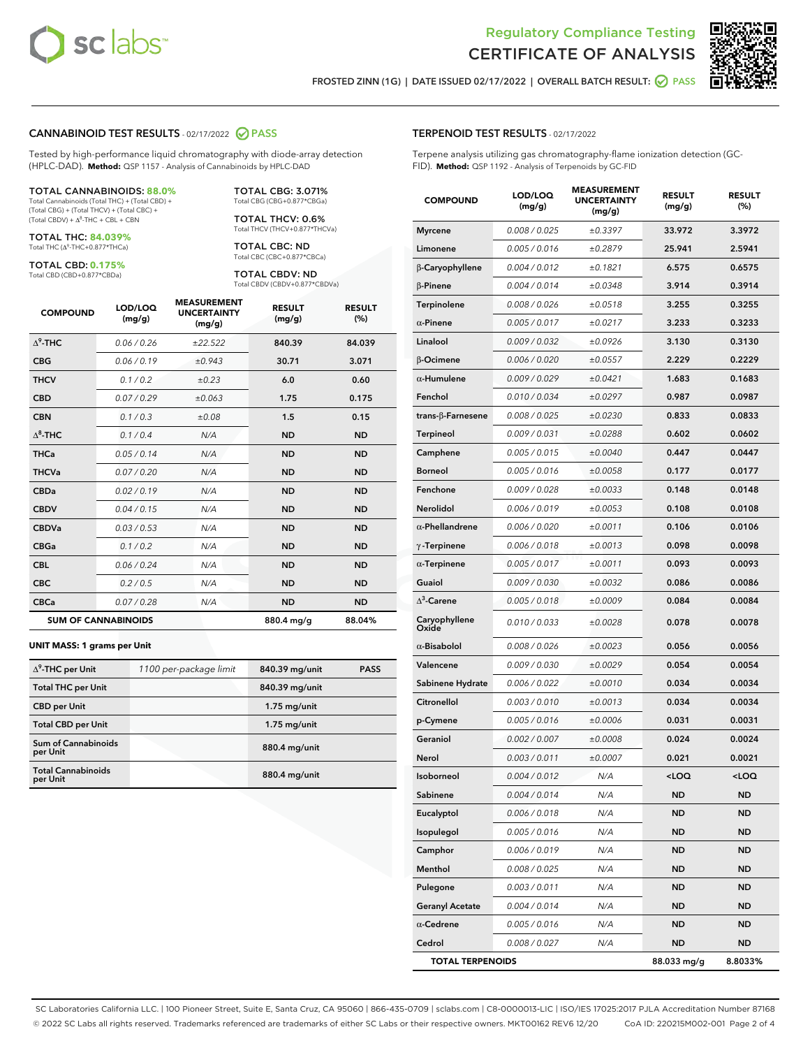Regulatory Compliance Testing
CERTIFICATE OF ANALYSIS

FROSTED ZINN (1G) | DATE ISSUED 02/17/2022 | OVERALL BATCH RESULT: PASS

## CANNABINOID TEST RESULTS - 02/17/2022 PASS

Tested by high-performance liquid chromatography with diode-array detection (HPLC-DAD). **Method:** QSP 1157 - Analysis of Cannabinoids by HPLC-DAD

**TOTAL CANNABINOIDS: 88.0%**
Total Cannabinoids (Total THC) + (Total CBD) + (Total CBG) + (Total THCV) + (Total CBC) + (Total CBDV) + $\Delta^8$-THC + CBL + CBN

**TOTAL THC: 84.039%**
Total THC ($\Delta^9$-THC+0.877*THCa)

**TOTAL CBD: 0.175%**
Total CBD (CBD+0.877*CBDa)

**TOTAL CBG: 3.071%**
Total CBG (CBG+0.877*CBGa)

**TOTAL THCV: 0.6%**
Total THCV (THCV+0.877*THCVa)

**TOTAL CBC: ND**
Total CBC (CBC+0.877*CBCa)

**TOTAL CBDV: ND**
Total CBDV (CBDV+0.877*CBDVa)

| COMPOUND | LOD/LOQ (mg/g) | MEASUREMENT UNCERTAINTY (mg/g) | RESULT (mg/g) | RESULT (%) |
|---|---|---|---|---|
| $\Delta^9$-THC | 0.06 / 0.26 | ±22.522 | 840.39 | 84.039 |
| CBG | 0.06 / 0.19 | ±0.943 | 30.71 | 3.071 |
| THCV | 0.1 / 0.2 | ±0.23 | 6.0 | 0.60 |
| CBD | 0.07 / 0.29 | ±0.063 | 1.75 | 0.175 |
| CBN | 0.1 / 0.3 | ±0.08 | 1.5 | 0.15 |
| $\Delta^8$-THC | 0.1 / 0.4 | N/A | ND | ND |
| THCa | 0.05 / 0.14 | N/A | ND | ND |
| THCVa | 0.07 / 0.20 | N/A | ND | ND |
| CBDa | 0.02 / 0.19 | N/A | ND | ND |
| CBDV | 0.04 / 0.15 | N/A | ND | ND |
| CBDVa | 0.03 / 0.53 | N/A | ND | ND |
| CBGa | 0.1 / 0.2 | N/A | ND | ND |
| CBL | 0.06 / 0.24 | N/A | ND | ND |
| CBC | 0.2 / 0.5 | N/A | ND | ND |
| CBCa | 0.07 / 0.28 | N/A | ND | ND |
| **SUM OF CANNABINOIDS** | | | 880.4 mg/g | 88.04% |

**UNIT MASS: 1 grams per Unit**

| | | | |
|---|---|---|---|
| $\Delta^9$-THC per Unit | 1100 per-package limit | 840.39 mg/unit | PASS |
| Total THC per Unit | | 840.39 mg/unit | |
| CBD per Unit | | 1.75 mg/unit | |
| Total CBD per Unit | | 1.75 mg/unit | |
| Sum of Cannabinoids per Unit | | 880.4 mg/unit | |
| Total Cannabinoids per Unit | | 880.4 mg/unit | |

## TERPENOID TEST RESULTS - 02/17/2022

Terpene analysis utilizing gas chromatography-flame ionization detection (GC-FID). **Method:** QSP 1192 - Analysis of Terpenoids by GC-FID

| COMPOUND | LOD/LOQ (mg/g) | MEASUREMENT UNCERTAINTY (mg/g) | RESULT (mg/g) | RESULT (%) |
|---|---|---|---|---|
| Myrcene | 0.008 / 0.025 | ±0.3397 | 33.972 | 3.3972 |
| Limonene | 0.005 / 0.016 | ±0.2879 | 25.941 | 2.5941 |
| β-Caryophyllene | 0.004 / 0.012 | ±0.1821 | 6.575 | 0.6575 |
| β-Pinene | 0.004 / 0.014 | ±0.0348 | 3.914 | 0.3914 |
| Terpinolene | 0.008 / 0.026 | ±0.0518 | 3.255 | 0.3255 |
| α-Pinene | 0.005 / 0.017 | ±0.0217 | 3.233 | 0.3233 |
| Linalool | 0.009 / 0.032 | ±0.0926 | 3.130 | 0.3130 |
| β-Ocimene | 0.006 / 0.020 | ±0.0557 | 2.229 | 0.2229 |
| α-Humulene | 0.009 / 0.029 | ±0.0421 | 1.683 | 0.1683 |
| Fenchol | 0.010 / 0.034 | ±0.0297 | 0.987 | 0.0987 |
| trans-β-Farnesene | 0.008 / 0.025 | ±0.0230 | 0.833 | 0.0833 |
| Terpineol | 0.009 / 0.031 | ±0.0288 | 0.602 | 0.0602 |
| Camphene | 0.005 / 0.015 | ±0.0040 | 0.447 | 0.0447 |
| Borneol | 0.005 / 0.016 | ±0.0058 | 0.177 | 0.0177 |
| Fenchone | 0.009 / 0.028 | ±0.0033 | 0.148 | 0.0148 |
| Nerolidol | 0.006 / 0.019 | ±0.0053 | 0.108 | 0.0108 |
| α-Phellandrene | 0.006 / 0.020 | ±0.0011 | 0.106 | 0.0106 |
| γ-Terpinene | 0.006 / 0.018 | ±0.0013 | 0.098 | 0.0098 |
| α-Terpinene | 0.005 / 0.017 | ±0.0011 | 0.093 | 0.0093 |
| Guaiol | 0.009 / 0.030 | ±0.0032 | 0.086 | 0.0086 |
| $\Delta^3$-Carene | 0.005 / 0.018 | ±0.0009 | 0.084 | 0.0084 |
| Caryophyllene Oxide | 0.010 / 0.033 | ±0.0028 | 0.078 | 0.0078 |
| α-Bisabolol | 0.008 / 0.026 | ±0.0023 | 0.056 | 0.0056 |
| Valencene | 0.009 / 0.030 | ±0.0029 | 0.054 | 0.0054 |
| Sabinene Hydrate | 0.006 / 0.022 | ±0.0010 | 0.034 | 0.0034 |
| Citronellol | 0.003 / 0.010 | ±0.0013 | 0.034 | 0.0034 |
| p-Cymene | 0.005 / 0.016 | ±0.0006 | 0.031 | 0.0031 |
| Geraniol | 0.002 / 0.007 | ±0.0008 | 0.024 | 0.0024 |
| Nerol | 0.003 / 0.011 | ±0.0007 | 0.021 | 0.0021 |
| Isoborneol | 0.004 / 0.012 | N/A | <LOQ | <LOQ |
| Sabinene | 0.004 / 0.014 | N/A | ND | ND |
| Eucalyptol | 0.006 / 0.018 | N/A | ND | ND |
| Isopulegol | 0.005 / 0.016 | N/A | ND | ND |
| Camphor | 0.006 / 0.019 | N/A | ND | ND |
| Menthol | 0.008 / 0.025 | N/A | ND | ND |
| Pulegone | 0.003 / 0.011 | N/A | ND | ND |
| Geranyl Acetate | 0.004 / 0.014 | N/A | ND | ND |
| α-Cedrene | 0.005 / 0.016 | N/A | ND | ND |
| Cedrol | 0.008 / 0.027 | N/A | ND | ND |
| **TOTAL TERPENOIDS** | | | 88.033 mg/g | 8.8033% |

SC Laboratories California LLC. | 100 Pioneer Street, Suite E, Santa Cruz, CA 95060 | 866-435-0709 | sclabs.com | C8-0000013-LIC | ISO/IES 17025:2017 PJLA Accreditation Number 87168
© 2022 SC Labs all rights reserved. Trademarks referenced are trademarks of either SC Labs or their respective owners. MKT00162 REV6 12/20 CoA ID: 220215M002-001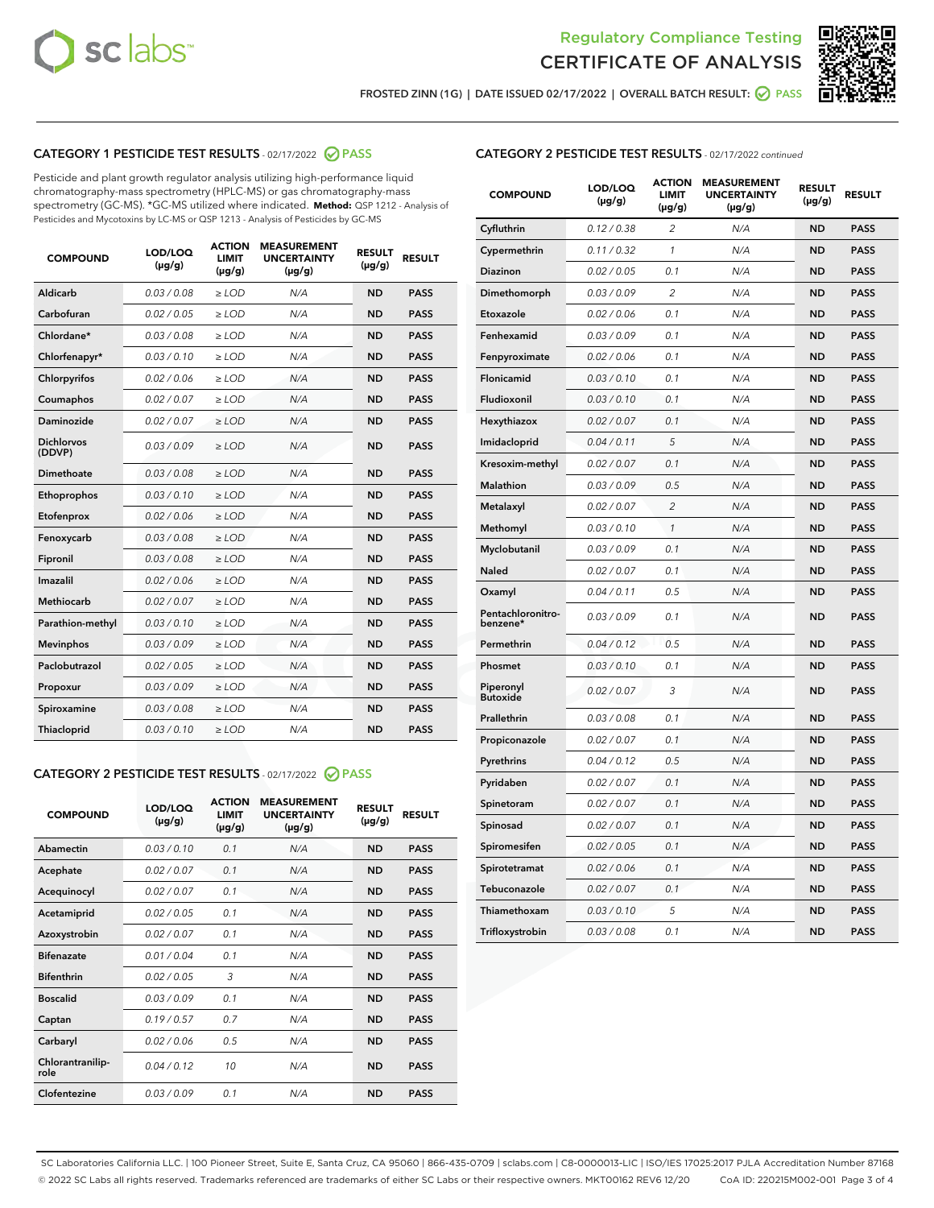# Regulatory Compliance Testing
# CERTIFICATE OF ANALYSIS

FROSTED ZINN (1G) | DATE ISSUED 02/17/2022 | OVERALL BATCH RESULT: PASS

## CATEGORY 1 PESTICIDE TEST RESULTS - 02/17/2022 PASS

Pesticide and plant growth regulator analysis utilizing high-performance liquid chromatography-mass spectrometry (HPLC-MS) or gas chromatography-mass spectrometry (GC-MS). *GC-MS utilized where indicated. **Method:** QSP 1212 - Analysis of Pesticides and Mycotoxins by LC-MS or QSP 1213 - Analysis of Pesticides by GC-MS

| COMPOUND | LOD/LOQ (µg/g) | ACTION LIMIT (µg/g) | MEASUREMENT UNCERTAINTY (µg/g) | RESULT (µg/g) | RESULT |
|---|---|---|---|---|---|
| Aldicarb | 0.03 / 0.08 | ≥ LOD | N/A | ND | PASS |
| Carbofuran | 0.02 / 0.05 | ≥ LOD | N/A | ND | PASS |
| Chlordane* | 0.03 / 0.08 | ≥ LOD | N/A | ND | PASS |
| Chlorfenapyr* | 0.03 / 0.10 | ≥ LOD | N/A | ND | PASS |
| Chlorpyrifos | 0.02 / 0.06 | ≥ LOD | N/A | ND | PASS |
| Coumaphos | 0.02 / 0.07 | ≥ LOD | N/A | ND | PASS |
| Daminozide | 0.02 / 0.07 | ≥ LOD | N/A | ND | PASS |
| Dichlorvos (DDVP) | 0.03 / 0.09 | ≥ LOD | N/A | ND | PASS |
| Dimethoate | 0.03 / 0.08 | ≥ LOD | N/A | ND | PASS |
| Ethoprophos | 0.03 / 0.10 | ≥ LOD | N/A | ND | PASS |
| Etofenprox | 0.02 / 0.06 | ≥ LOD | N/A | ND | PASS |
| Fenoxycarb | 0.03 / 0.08 | ≥ LOD | N/A | ND | PASS |
| Fipronil | 0.03 / 0.08 | ≥ LOD | N/A | ND | PASS |
| Imazalil | 0.02 / 0.06 | ≥ LOD | N/A | ND | PASS |
| Methiocarb | 0.02 / 0.07 | ≥ LOD | N/A | ND | PASS |
| Parathion-methyl | 0.03 / 0.10 | ≥ LOD | N/A | ND | PASS |
| Mevinphos | 0.03 / 0.09 | ≥ LOD | N/A | ND | PASS |
| Paclobutrazol | 0.02 / 0.05 | ≥ LOD | N/A | ND | PASS |
| Propoxur | 0.03 / 0.09 | ≥ LOD | N/A | ND | PASS |
| Spiroxamine | 0.03 / 0.08 | ≥ LOD | N/A | ND | PASS |
| Thiacloprid | 0.03 / 0.10 | ≥ LOD | N/A | ND | PASS |

## CATEGORY 2 PESTICIDE TEST RESULTS - 02/17/2022 PASS

| COMPOUND | LOD/LOQ (µg/g) | ACTION LIMIT (µg/g) | MEASUREMENT UNCERTAINTY (µg/g) | RESULT (µg/g) | RESULT |
|---|---|---|---|---|---|
| Abamectin | 0.03 / 0.10 | 0.1 | N/A | ND | PASS |
| Acephate | 0.02 / 0.07 | 0.1 | N/A | ND | PASS |
| Acequinocyl | 0.02 / 0.07 | 0.1 | N/A | ND | PASS |
| Acetamiprid | 0.02 / 0.05 | 0.1 | N/A | ND | PASS |
| Azoxystrobin | 0.02 / 0.07 | 0.1 | N/A | ND | PASS |
| Bifenazate | 0.01 / 0.04 | 0.1 | N/A | ND | PASS |
| Bifenthrin | 0.02 / 0.05 | 3 | N/A | ND | PASS |
| Boscalid | 0.03 / 0.09 | 0.1 | N/A | ND | PASS |
| Captan | 0.19 / 0.57 | 0.7 | N/A | ND | PASS |
| Carbaryl | 0.02 / 0.06 | 0.5 | N/A | ND | PASS |
| Chlorantraniliprole | 0.04 / 0.12 | 10 | N/A | ND | PASS |
| Clofentezine | 0.03 / 0.09 | 0.1 | N/A | ND | PASS |
| Cyfluthrin | 0.12 / 0.38 | 2 | N/A | ND | PASS |
| Cypermethrin | 0.11 / 0.32 | 1 | N/A | ND | PASS |
| Diazinon | 0.02 / 0.05 | 0.1 | N/A | ND | PASS |
| Dimethomorph | 0.03 / 0.09 | 2 | N/A | ND | PASS |
| Etoxazole | 0.02 / 0.06 | 0.1 | N/A | ND | PASS |
| Fenhexamid | 0.03 / 0.09 | 0.1 | N/A | ND | PASS |
| Fenpyroximate | 0.02 / 0.06 | 0.1 | N/A | ND | PASS |
| Flonicamid | 0.03 / 0.10 | 0.1 | N/A | ND | PASS |
| Fludioxonil | 0.03 / 0.10 | 0.1 | N/A | ND | PASS |
| Hexythiazox | 0.02 / 0.07 | 0.1 | N/A | ND | PASS |
| Imidacloprid | 0.04 / 0.11 | 5 | N/A | ND | PASS |
| Kresoxim-methyl | 0.02 / 0.07 | 0.1 | N/A | ND | PASS |
| Malathion | 0.03 / 0.09 | 0.5 | N/A | ND | PASS |
| Metalaxyl | 0.02 / 0.07 | 2 | N/A | ND | PASS |
| Methomyl | 0.03 / 0.10 | 1 | N/A | ND | PASS |
| Myclobutanil | 0.03 / 0.09 | 0.1 | N/A | ND | PASS |
| Naled | 0.02 / 0.07 | 0.1 | N/A | ND | PASS |
| Oxamyl | 0.04 / 0.11 | 0.5 | N/A | ND | PASS |
| Pentachloronitrobenzene* | 0.03 / 0.09 | 0.1 | N/A | ND | PASS |
| Permethrin | 0.04 / 0.12 | 0.5 | N/A | ND | PASS |
| Phosmet | 0.03 / 0.10 | 0.1 | N/A | ND | PASS |
| Piperonyl Butoxide | 0.02 / 0.07 | 3 | N/A | ND | PASS |
| Prallethrin | 0.03 / 0.08 | 0.1 | N/A | ND | PASS |
| Propiconazole | 0.02 / 0.07 | 0.1 | N/A | ND | PASS |
| Pyrethrins | 0.04 / 0.12 | 0.5 | N/A | ND | PASS |
| Pyridaben | 0.02 / 0.07 | 0.1 | N/A | ND | PASS |
| Spinetoram | 0.02 / 0.07 | 0.1 | N/A | ND | PASS |
| Spinosad | 0.02 / 0.07 | 0.1 | N/A | ND | PASS |
| Spiromesifen | 0.02 / 0.05 | 0.1 | N/A | ND | PASS |
| Spirotetramat | 0.02 / 0.06 | 0.1 | N/A | ND | PASS |
| Tebuconazole | 0.02 / 0.07 | 0.1 | N/A | ND | PASS |
| Thiamethoxam | 0.03 / 0.10 | 5 | N/A | ND | PASS |
| Trifloxystrobin | 0.03 / 0.08 | 0.1 | N/A | ND | PASS |

SC Laboratories California LLC. | 100 Pioneer Street, Suite E, Santa Cruz, CA 95060 | 866-435-0709 | sclabs.com | C8-0000013-LIC | ISO/IES 17025:2017 PJLA Accreditation Number 87168
© 2022 SC Labs all rights reserved. Trademarks referenced are trademarks of either SC Labs or their respective owners. MKT00162 REV6 12/20 CoA ID: 220215M002-001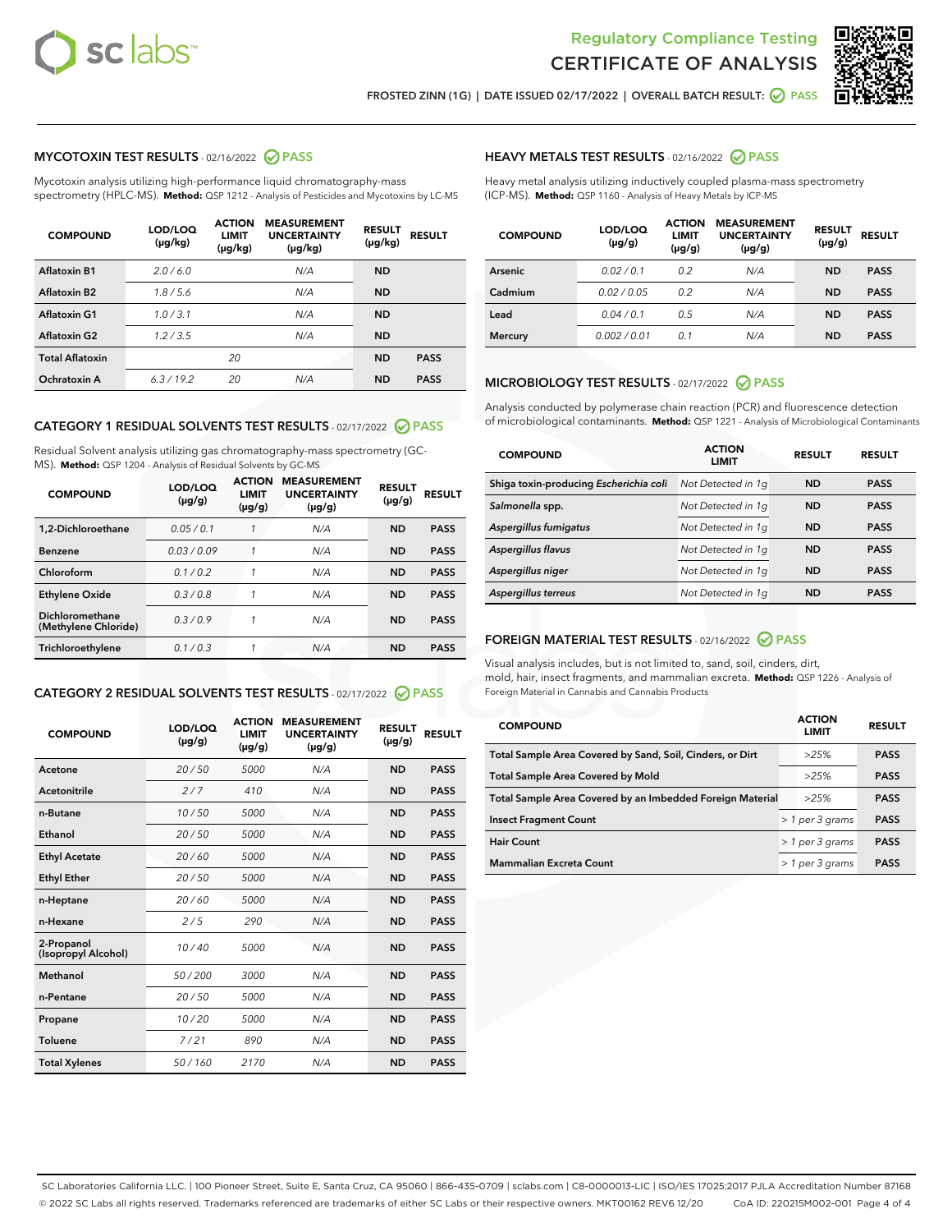Regulatory Compliance Testing
# CERTIFICATE OF ANALYSIS

FROSTED ZINN (1G) | DATE ISSUED 02/17/2022 | OVERALL BATCH RESULT: PASS

## MYCOTOXIN TEST RESULTS - 02/16/2022 PASS

Mycotoxin analysis utilizing high-performance liquid chromatography-mass spectrometry (HPLC-MS). **Method:** QSP 1212 - Analysis of Pesticides and Mycotoxins by LC-MS

| COMPOUND | LOD/LOQ (µg/kg) | ACTION LIMIT (µg/kg) | MEASUREMENT UNCERTAINTY (µg/kg) | RESULT (µg/kg) | RESULT |
|---|---|---|---|---|---|
| Aflatoxin B1 | 2.0 / 6.0 | | N/A | ND | |
| Aflatoxin B2 | 1.8 / 5.6 | | N/A | ND | |
| Aflatoxin G1 | 1.0 / 3.1 | | N/A | ND | |
| Aflatoxin G2 | 1.2 / 3.5 | | N/A | ND | |
| Total Aflatoxin | | 20 | | ND | PASS |
| Ochratoxin A | 6.3 / 19.2 | 20 | N/A | ND | PASS |

## CATEGORY 1 RESIDUAL SOLVENTS TEST RESULTS - 02/17/2022 PASS

Residual Solvent analysis utilizing gas chromatography-mass spectrometry (GC-MS). **Method:** QSP 1204 - Analysis of Residual Solvents by GC-MS

| COMPOUND | LOD/LOQ (µg/g) | ACTION LIMIT (µg/g) | MEASUREMENT UNCERTAINTY (µg/g) | RESULT (µg/g) | RESULT |
|---|---|---|---|---|---|
| 1,2-Dichloroethane | 0.05 / 0.1 | 1 | N/A | ND | PASS |
| Benzene | 0.03 / 0.09 | 1 | N/A | ND | PASS |
| Chloroform | 0.1 / 0.2 | 1 | N/A | ND | PASS |
| Ethylene Oxide | 0.3 / 0.8 | 1 | N/A | ND | PASS |
| Dichloromethane (Methylene Chloride) | 0.3 / 0.9 | 1 | N/A | ND | PASS |
| Trichloroethylene | 0.1 / 0.3 | 1 | N/A | ND | PASS |

## CATEGORY 2 RESIDUAL SOLVENTS TEST RESULTS - 02/17/2022 PASS

| COMPOUND | LOD/LOQ (µg/g) | ACTION LIMIT (µg/g) | MEASUREMENT UNCERTAINTY (µg/g) | RESULT (µg/g) | RESULT |
|---|---|---|---|---|---|
| Acetone | 20 / 50 | 5000 | N/A | ND | PASS |
| Acetonitrile | 2 / 7 | 410 | N/A | ND | PASS |
| n-Butane | 10 / 50 | 5000 | N/A | ND | PASS |
| Ethanol | 20 / 50 | 5000 | N/A | ND | PASS |
| Ethyl Acetate | 20 / 60 | 5000 | N/A | ND | PASS |
| Ethyl Ether | 20 / 50 | 5000 | N/A | ND | PASS |
| n-Heptane | 20 / 60 | 5000 | N/A | ND | PASS |
| n-Hexane | 2 / 5 | 290 | N/A | ND | PASS |
| 2-Propanol (Isopropyl Alcohol) | 10 / 40 | 5000 | N/A | ND | PASS |
| Methanol | 50 / 200 | 3000 | N/A | ND | PASS |
| n-Pentane | 20 / 50 | 5000 | N/A | ND | PASS |
| Propane | 10 / 20 | 5000 | N/A | ND | PASS |
| Toluene | 7 / 21 | 890 | N/A | ND | PASS |
| Total Xylenes | 50 / 160 | 2170 | N/A | ND | PASS |

## HEAVY METALS TEST RESULTS - 02/16/2022 PASS

Heavy metal analysis utilizing inductively coupled plasma-mass spectrometry (ICP-MS). **Method:** QSP 1160 - Analysis of Heavy Metals by ICP-MS

| COMPOUND | LOD/LOQ (µg/g) | ACTION LIMIT (µg/g) | MEASUREMENT UNCERTAINTY (µg/g) | RESULT (µg/g) | RESULT |
|---|---|---|---|---|---|
| Arsenic | 0.02 / 0.1 | 0.2 | N/A | ND | PASS |
| Cadmium | 0.02 / 0.05 | 0.2 | N/A | ND | PASS |
| Lead | 0.04 / 0.1 | 0.5 | N/A | ND | PASS |
| Mercury | 0.002 / 0.01 | 0.1 | N/A | ND | PASS |

## MICROBIOLOGY TEST RESULTS - 02/17/2022 PASS

Analysis conducted by polymerase chain reaction (PCR) and fluorescence detection of microbiological contaminants. **Method:** QSP 1221 - Analysis of Microbiological Contaminants

| COMPOUND | ACTION LIMIT | RESULT | RESULT |
|---|---|---|---|
| Shiga toxin-producing *Escherichia coli* | Not Detected in 1g | ND | PASS |
| *Salmonella* spp. | Not Detected in 1g | ND | PASS |
| *Aspergillus fumigatus* | Not Detected in 1g | ND | PASS |
| *Aspergillus flavus* | Not Detected in 1g | ND | PASS |
| *Aspergillus niger* | Not Detected in 1g | ND | PASS |
| *Aspergillus terreus* | Not Detected in 1g | ND | PASS |

## FOREIGN MATERIAL TEST RESULTS - 02/16/2022 PASS

Visual analysis includes, but is not limited to, sand, soil, cinders, dirt, mold, hair, insect fragments, and mammalian excreta. **Method:** QSP 1226 - Analysis of Foreign Material in Cannabis and Cannabis Products

| COMPOUND | ACTION LIMIT | RESULT |
|---|---|---|
| Total Sample Area Covered by Sand, Soil, Cinders, or Dirt | >25% | PASS |
| Total Sample Area Covered by Mold | >25% | PASS |
| Total Sample Area Covered by an Imbedded Foreign Material | >25% | PASS |
| Insect Fragment Count | > 1 per 3 grams | PASS |
| Hair Count | > 1 per 3 grams | PASS |
| Mammalian Excreta Count | > 1 per 3 grams | PASS |

SC Laboratories California LLC. | 100 Pioneer Street, Suite E, Santa Cruz, CA 95060 | 866-435-0709 | sclabs.com | C8-0000013-LIC | ISO/IES 17025:2017 PJLA Accreditation Number 87168
© 2022 SC Labs all rights reserved. Trademarks referenced are trademarks of either SC Labs or their respective owners. MKT00162 REV6 12/20 CoA ID: 220215M002-001